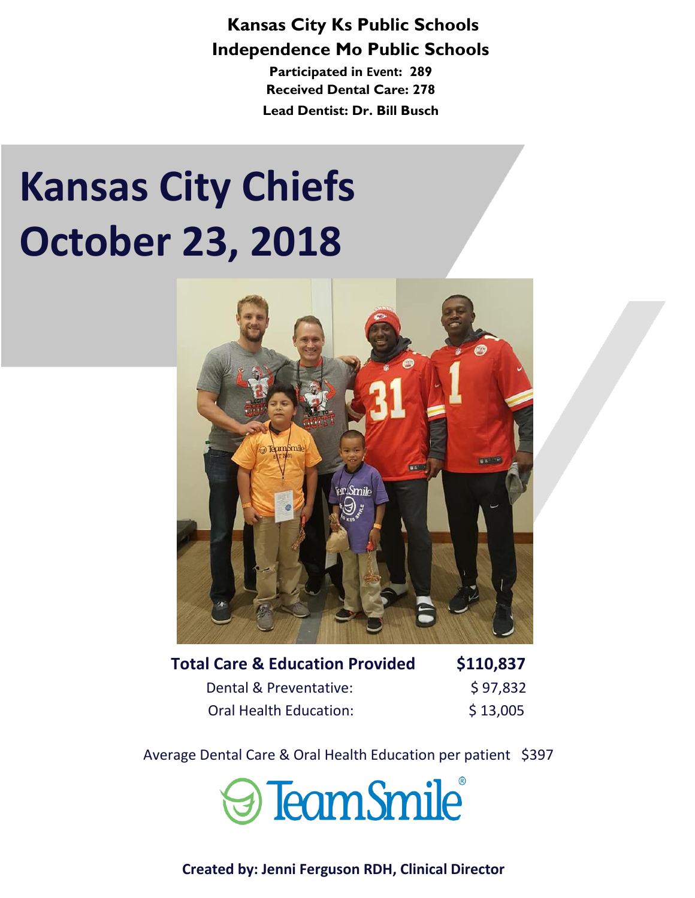**Kansas City Ks Public Schools**

**Independence Mo Public Schools**

**Participated in Event: 289**

**Received Dental Care: 278**

**Lead Dentist: Dr. Bill Busch**

# Kansas City Chiefs
# October 23, 2018

| **Total Care & Education Provided** | **$110,837** |
| --- | --- |
| Dental & Preventative: | $ 97,832 |
| Oral Health Education: | $ 13,005 |

Average Dental Care & Oral Health Education per patient $397

TeamSmile®

**Created by: Jenni Ferguson RDH, Clinical Director**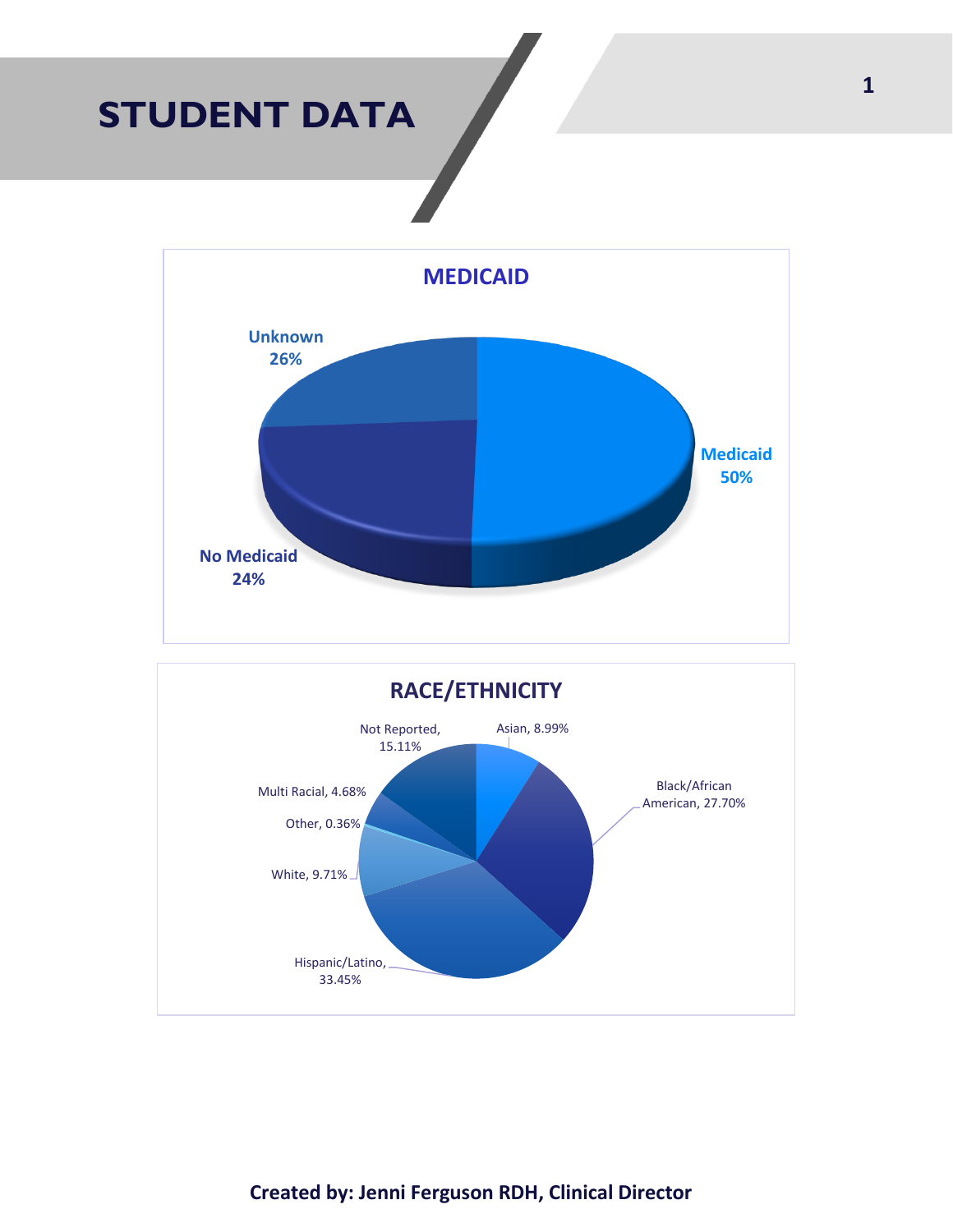# STUDENT DATA

## MEDICAID

- Medicaid 50%
- No Medicaid 24%
- Unknown 26%

## RACE/ETHNICITY

- Asian, 8.99%
- Black/African American, 27.70%
- Hispanic/Latino, 33.45%
- White, 9.71%
- Other, 0.36%
- Multi Racial, 4.68%
- Not Reported, 15.11%

**Created by: Jenni Ferguson RDH, Clinical Director**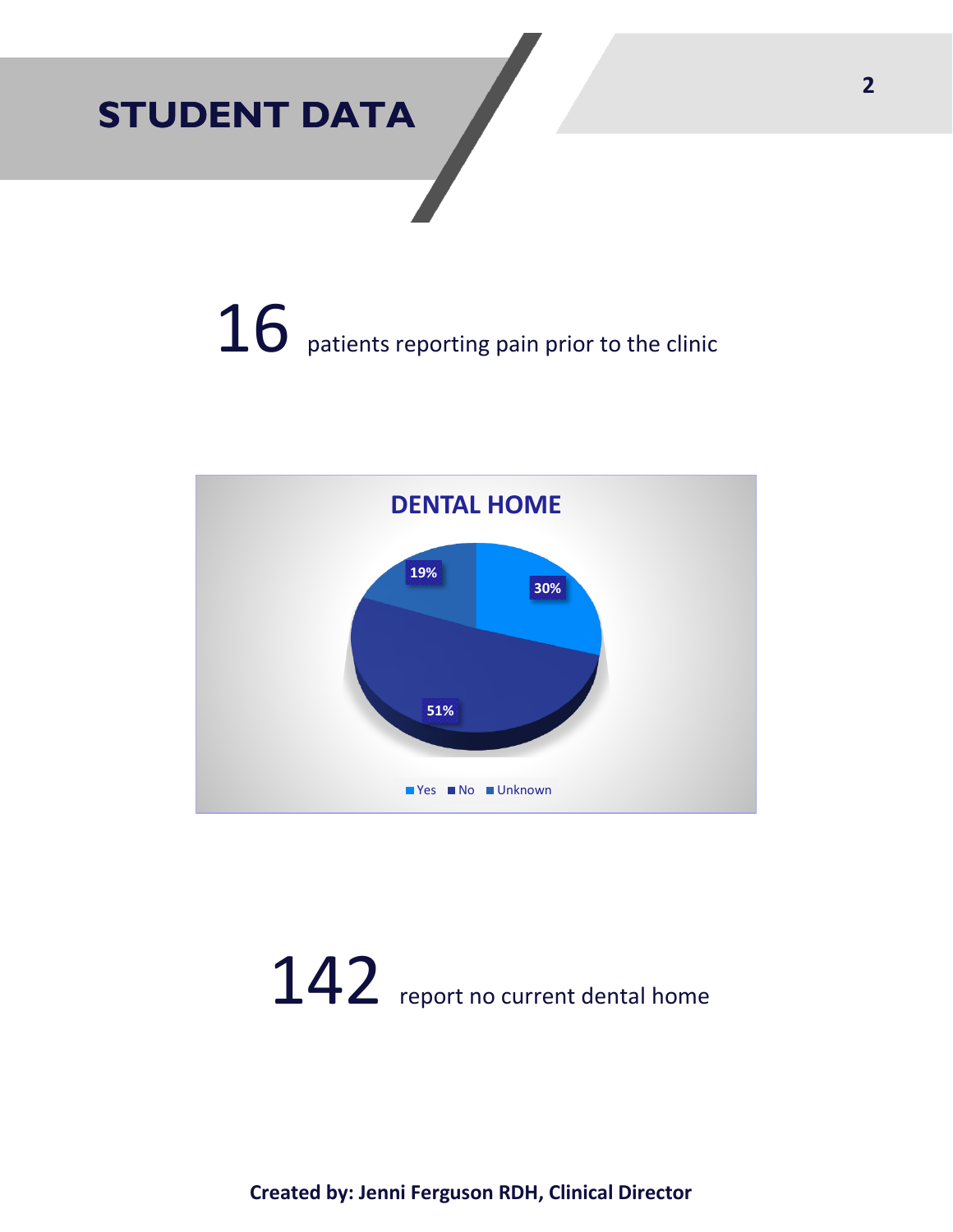# STUDENT DATA

**16** patients reporting pain prior to the clinic

**DENTAL HOME**

| Category | Percentage |
| --- | --- |
| Yes | 30% |
| No | 51% |
| Unknown | 19% |

**142** report no current dental home

**Created by: Jenni Ferguson RDH, Clinical Director**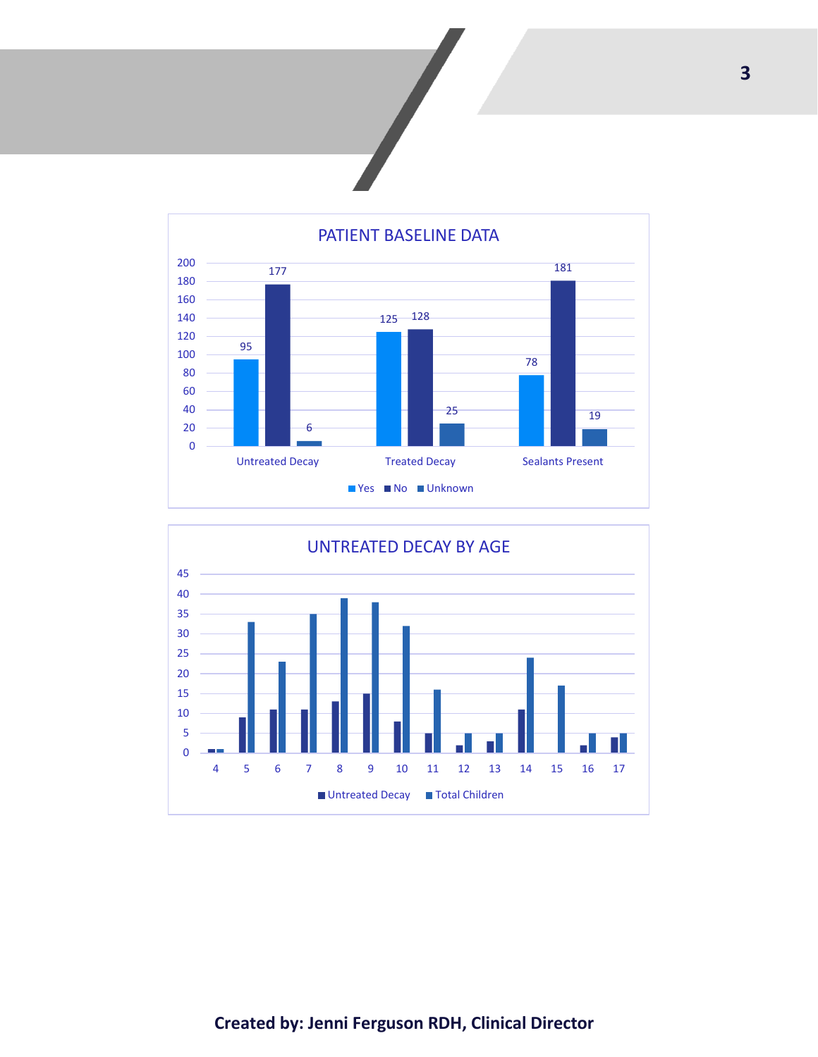## PATIENT BASELINE DATA

| | Yes | No | Unknown |
|---|---|---|---|
| Untreated Decay | 95 | 177 | 6 |
| Treated Decay | 125 | 128 | 25 |
| Sealants Present | 78 | 181 | 19 |

## UNTREATED DECAY BY AGE

Ages: 4, 5, 6, 7, 8, 9, 10, 11, 12, 13, 14, 15, 16, 17

Untreated Decay | Total Children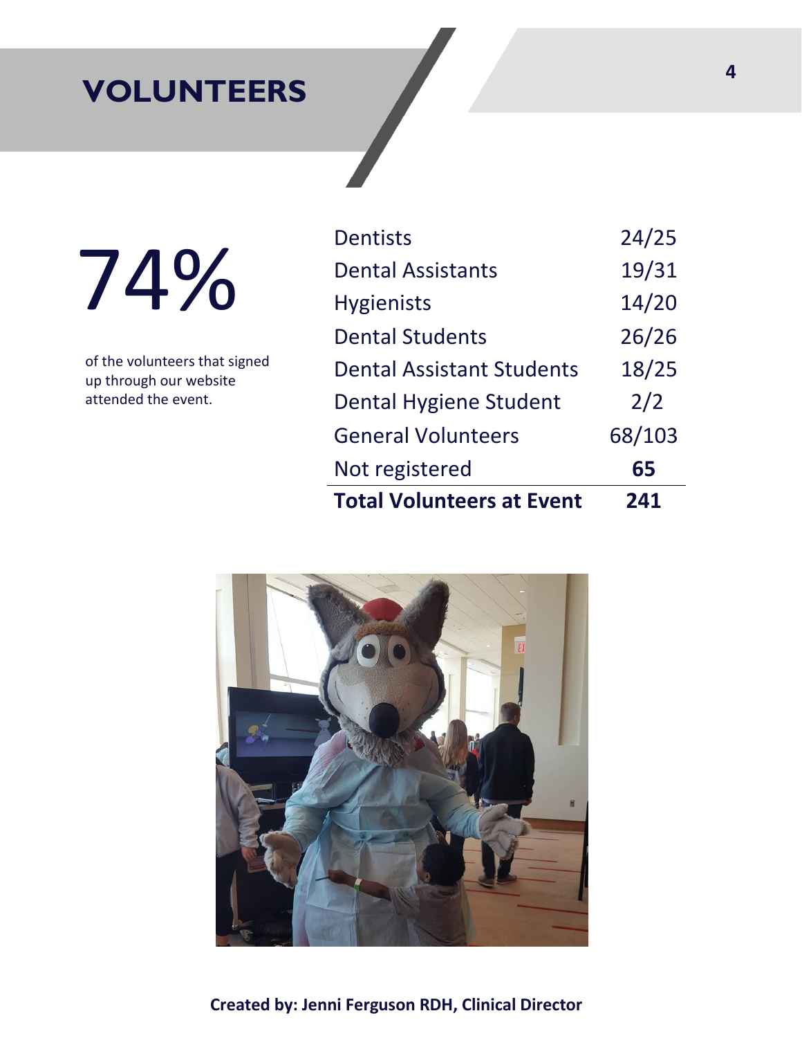# VOLUNTEERS

74%

of the volunteers that signed up through our website attended the event.

| | |
|---|---|
| Dentists | 24/25 |
| Dental Assistants | 19/31 |
| Hygienists | 14/20 |
| Dental Students | 26/26 |
| Dental Assistant Students | 18/25 |
| Dental Hygiene Student | 2/2 |
| General Volunteers | 68/103 |
| Not registered | **65** |
| **Total Volunteers at Event** | **241** |

**Created by: Jenni Ferguson RDH, Clinical Director**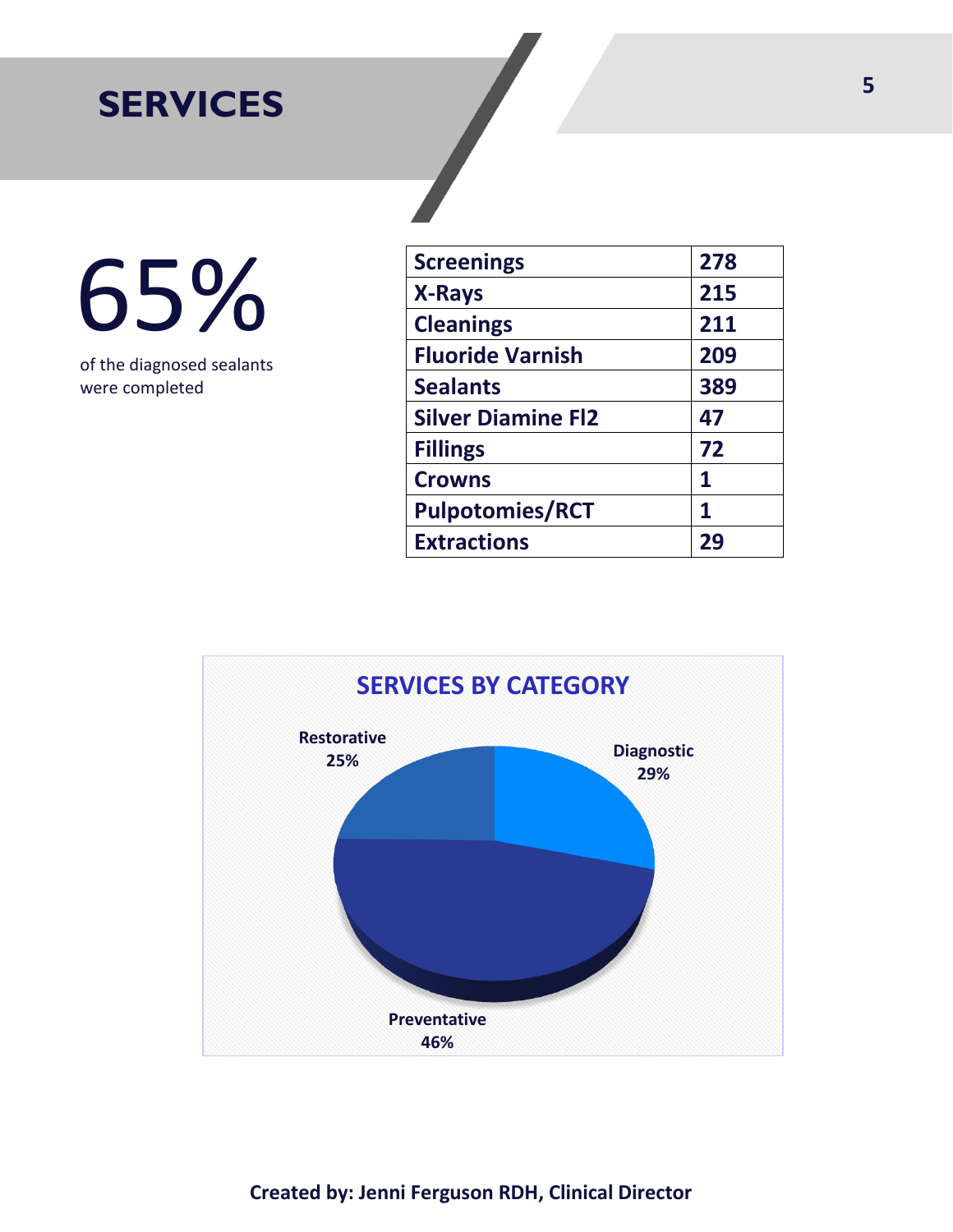# SERVICES

65%

of the diagnosed sealants were completed

| Screenings | 278 |
|---|---|
| X-Rays | 215 |
| Cleanings | 211 |
| Fluoride Varnish | 209 |
| Sealants | 389 |
| Silver Diamine Fl2 | 47 |
| Fillings | 72 |
| Crowns | 1 |
| Pulpotomies/RCT | 1 |
| Extractions | 29 |

**SERVICES BY CATEGORY**

Restorative 25%

Diagnostic 29%

Preventative 46%

**Created by: Jenni Ferguson RDH, Clinical Director**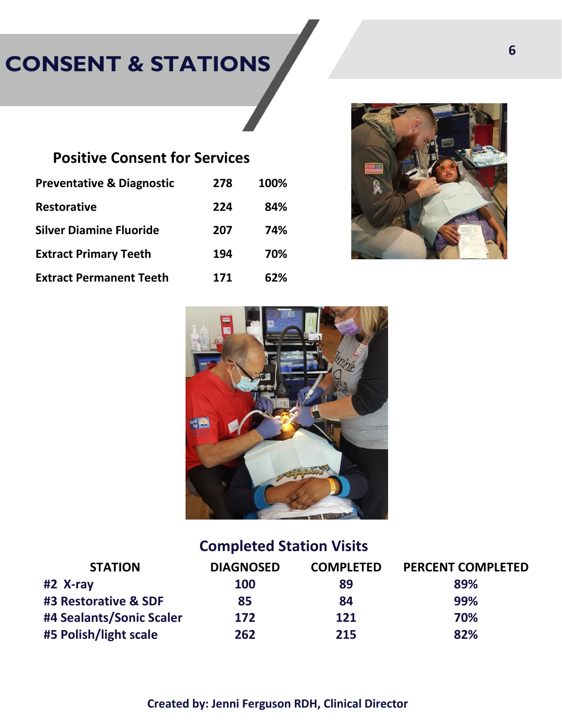# CONSENT & STATIONS

## Positive Consent for Services

| | | |
|---|---|---|
| **Preventative & Diagnostic** | **278** | **100%** |
| **Restorative** | **224** | **84%** |
| **Silver Diamine Fluoride** | **207** | **74%** |
| **Extract Primary Teeth** | **194** | **70%** |
| **Extract Permanent Teeth** | **171** | **62%** |

## Completed Station Visits

| STATION | DIAGNOSED | COMPLETED | PERCENT COMPLETED |
|---|---|---|---|
| #2 X-ray | 100 | 89 | 89% |
| #3 Restorative & SDF | 85 | 84 | 99% |
| #4 Sealants/Sonic Scaler | 172 | 121 | 70% |
| #5 Polish/light scale | 262 | 215 | 82% |

**Created by: Jenni Ferguson RDH, Clinical Director**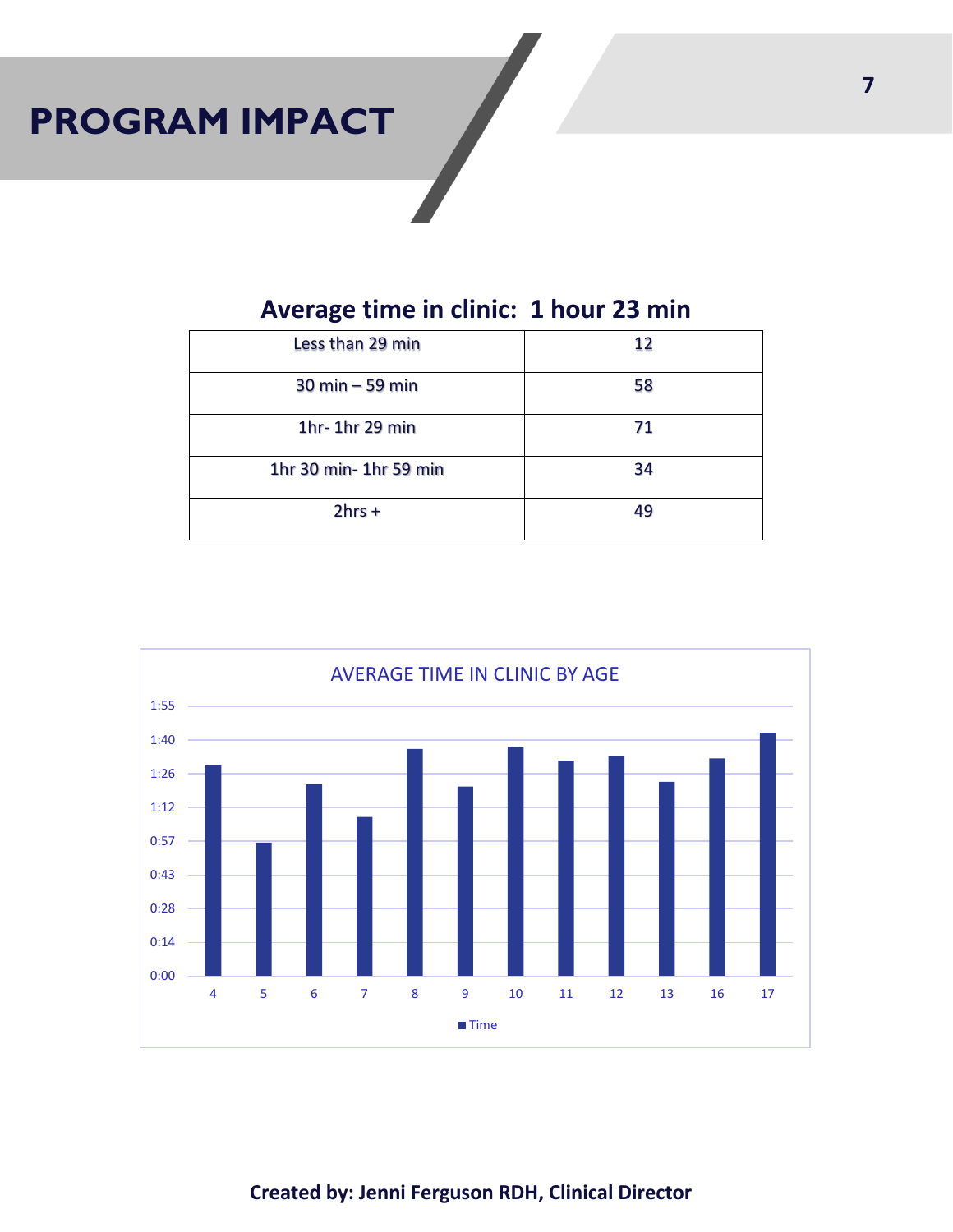# PROGRAM IMPACT

## Average time in clinic: 1 hour 23 min

| Time in clinic | Count |
|---|---|
| Less than 29 min | 12 |
| 30 min – 59 min | 58 |
| 1hr- 1hr 29 min | 71 |
| 1hr 30 min- 1hr 59 min | 34 |
| 2hrs + | 49 |

AVERAGE TIME IN CLINIC BY AGE

**Created by: Jenni Ferguson RDH, Clinical Director**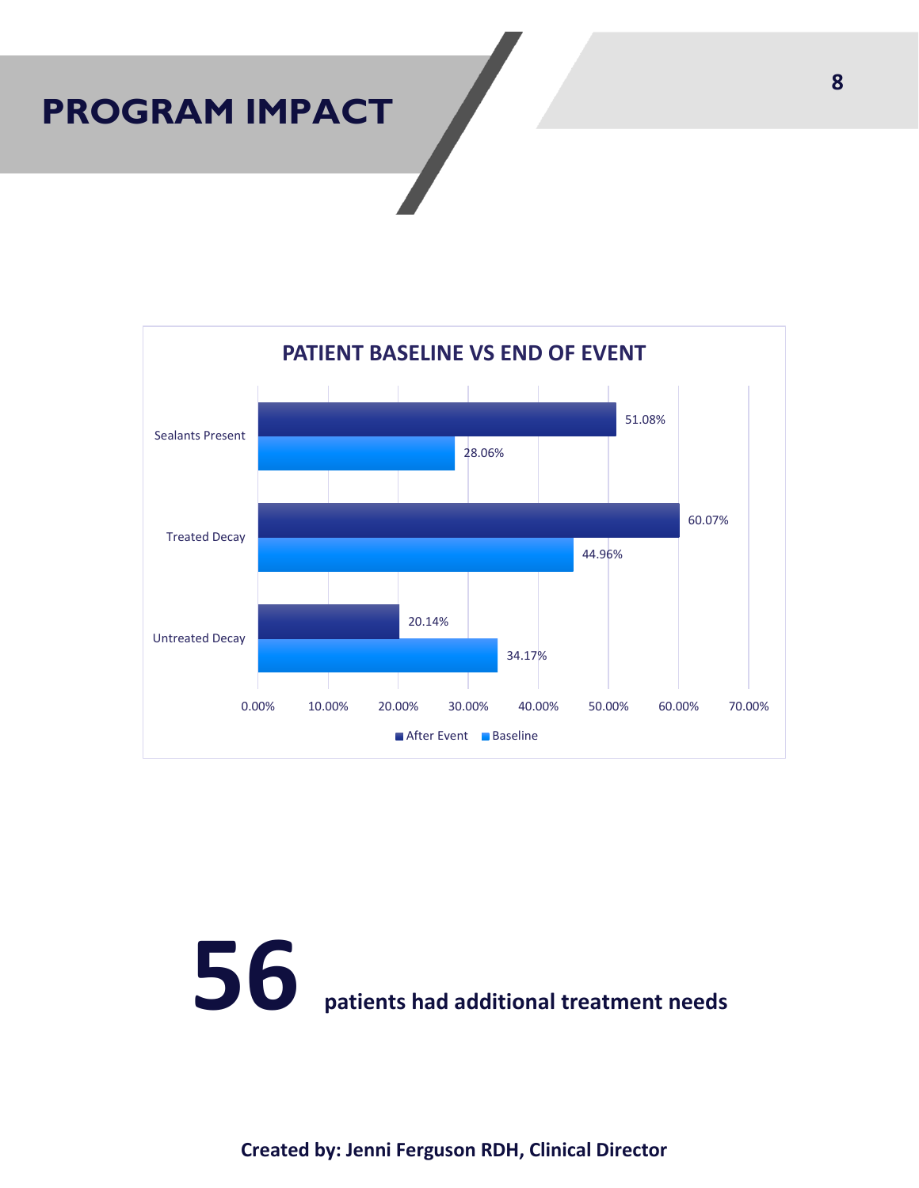# PROGRAM IMPACT

PATIENT BASELINE VS END OF EVENT

Sealants Present
51.08%
28.06%

Treated Decay
60.07%
44.96%

Untreated Decay
20.14%
34.17%

0.00% 10.00% 20.00% 30.00% 40.00% 50.00% 60.00% 70.00%

After Event Baseline

# 56 patients had additional treatment needs

**Created by: Jenni Ferguson RDH, Clinical Director**